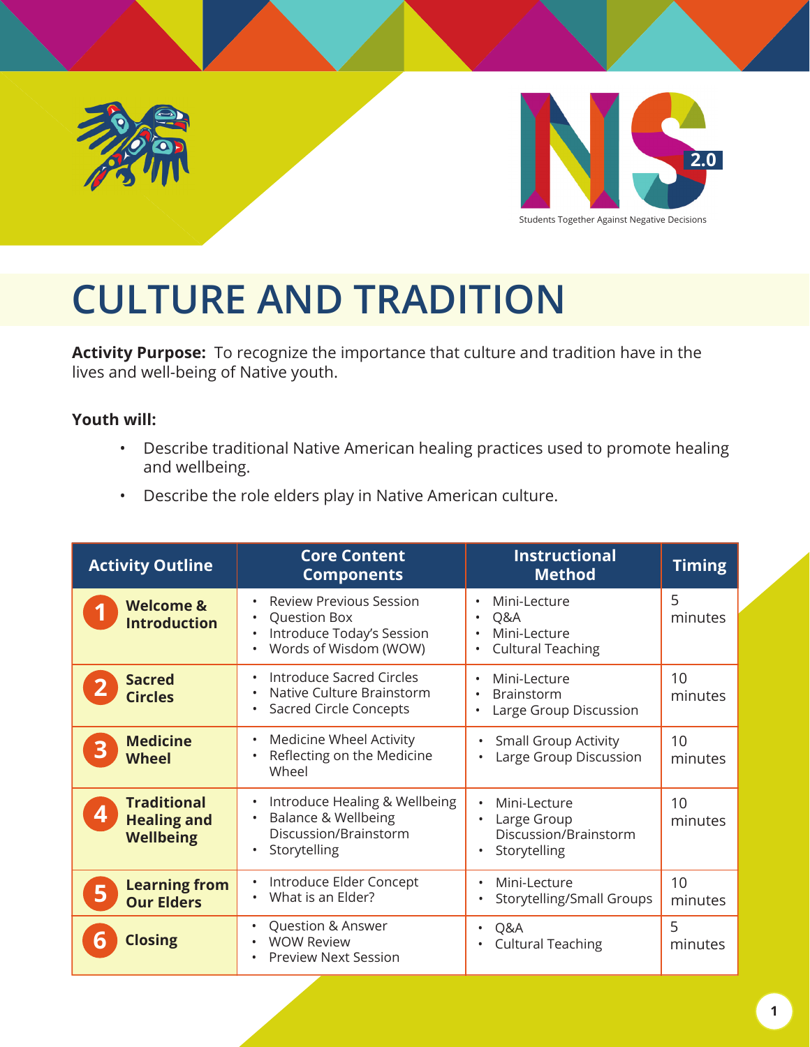Students Together Against Negative Decisions

# CULTURE AND TRADITION

**Activity Purpose:** To recognize the importance that culture and tradition have in the lives and well-being of Native youth.

**Youth will:**

- Describe traditional Native American healing practices used to promote healing and wellbeing.
- Describe the role elders play in Native American culture.

| Activity Outline | Core Content Components | Instructional Method | Timing |
| --- | --- | --- | --- |
| 1 Welcome & Introduction | • Review Previous Session<br>• Question Box<br>• Introduce Today's Session<br>• Words of Wisdom (WOW) | • Mini-Lecture<br>• Q&A<br>• Mini-Lecture<br>• Cultural Teaching | 5 minutes |
| 2 Sacred Circles | • Introduce Sacred Circles<br>• Native Culture Brainstorm<br>• Sacred Circle Concepts | • Mini-Lecture<br>• Brainstorm<br>• Large Group Discussion | 10 minutes |
| 3 Medicine Wheel | • Medicine Wheel Activity<br>• Reflecting on the Medicine Wheel | • Small Group Activity<br>• Large Group Discussion | 10 minutes |
| 4 Traditional Healing and Wellbeing | • Introduce Healing & Wellbeing<br>• Balance & Wellbeing Discussion/Brainstorm<br>• Storytelling | • Mini-Lecture<br>• Large Group Discussion/Brainstorm<br>• Storytelling | 10 minutes |
| 5 Learning from Our Elders | • Introduce Elder Concept<br>• What is an Elder? | • Mini-Lecture<br>• Storytelling/Small Groups | 10 minutes |
| 6 Closing | • Question & Answer<br>• WOW Review<br>• Preview Next Session | • Q&A<br>• Cultural Teaching | 5 minutes |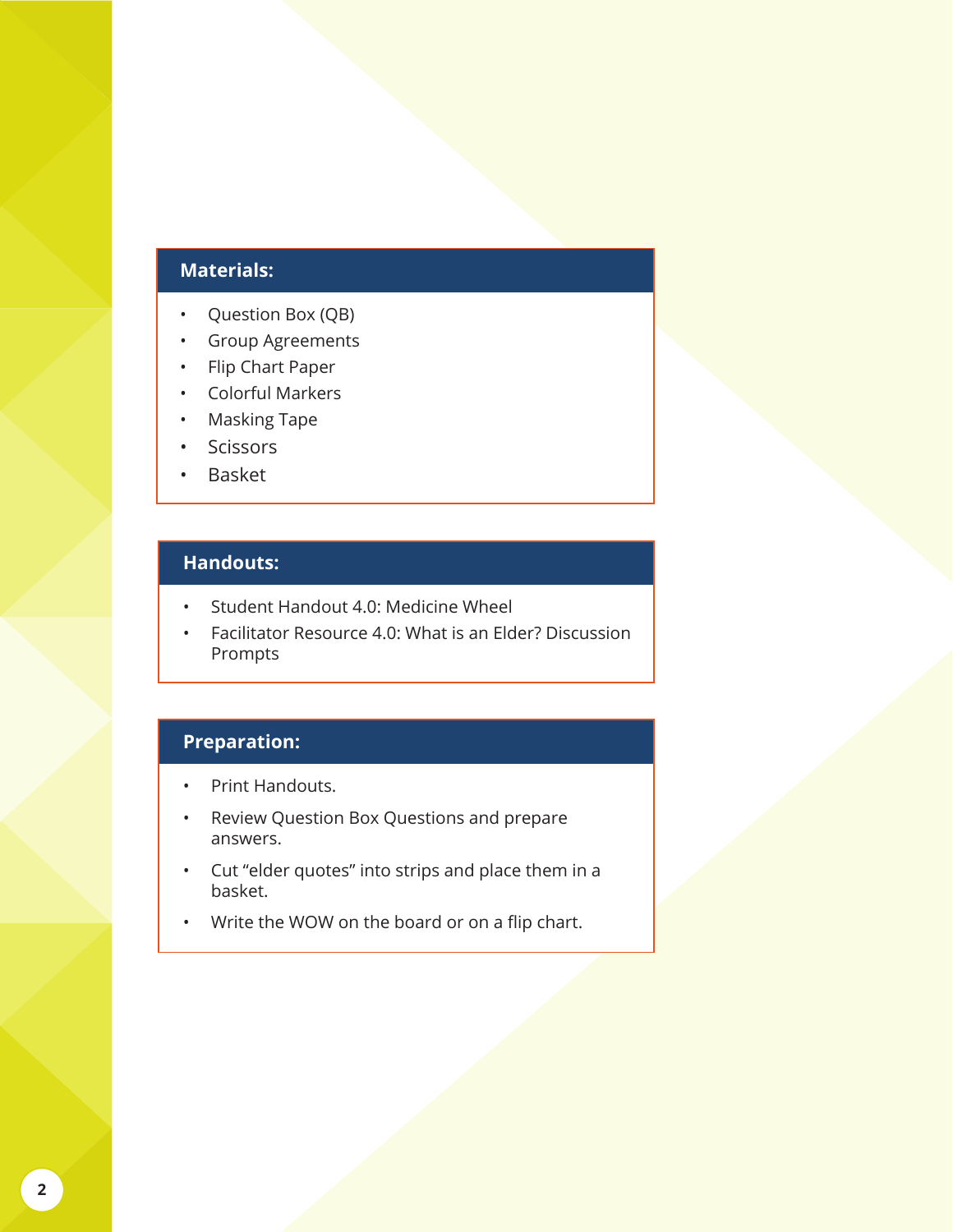## Materials:

- Question Box (QB)
- Group Agreements
- Flip Chart Paper
- Colorful Markers
- Masking Tape
- Scissors
- Basket

## Handouts:

- Student Handout 4.0: Medicine Wheel
- Facilitator Resource 4.0: What is an Elder? Discussion Prompts

## Preparation:

- Print Handouts.
- Review Question Box Questions and prepare answers.
- Cut "elder quotes" into strips and place them in a basket.
- Write the WOW on the board or on a flip chart.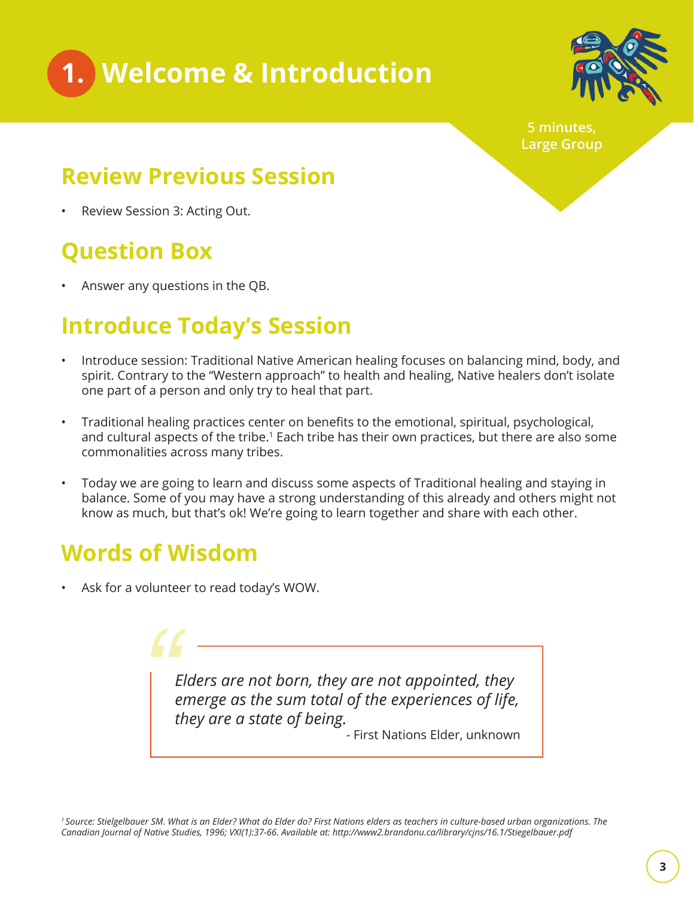# 1. Welcome & Introduction

5 minutes, Large Group

## Review Previous Session

- Review Session 3: Acting Out.

## Question Box

- Answer any questions in the QB.

## Introduce Today's Session

- Introduce session: Traditional Native American healing focuses on balancing mind, body, and spirit. Contrary to the "Western approach" to health and healing, Native healers don't isolate one part of a person and only try to heal that part.
- Traditional healing practices center on benefits to the emotional, spiritual, psychological, and cultural aspects of the tribe.[1] Each tribe has their own practices, but there are also some commonalities across many tribes.
- Today we are going to learn and discuss some aspects of Traditional healing and staying in balance. Some of you may have a strong understanding of this already and others might not know as much, but that's ok! We're going to learn together and share with each other.

## Words of Wisdom

- Ask for a volunteer to read today's WOW.

> *Elders are not born, they are not appointed, they emerge as the sum total of the experiences of life, they are a state of being.*
>
> \- First Nations Elder, unknown

[1] *Source: Stielgelbauer SM. What is an Elder? What do Elder do? First Nations elders as teachers in culture-based urban organizations. The Canadian Journal of Native Studies, 1996; VXI(1):37-66. Available at: http://www2.brandonu.ca/library/cjns/16.1/Stiegelbauer.pdf*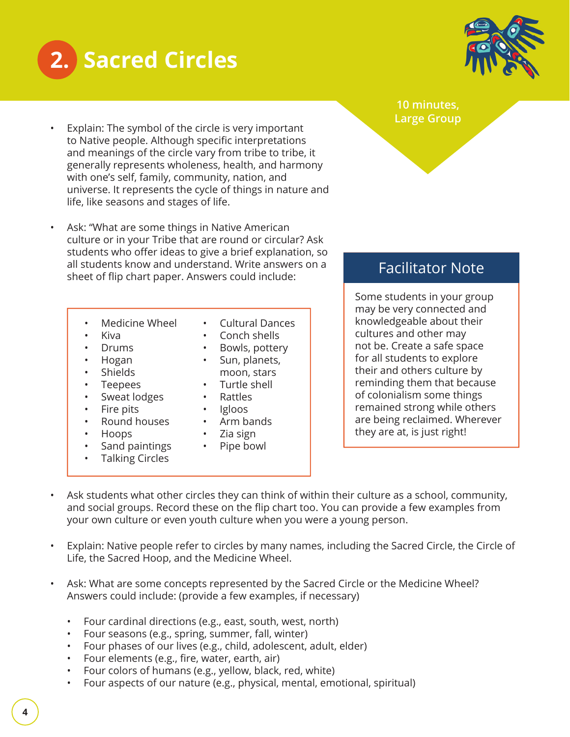# 2. Sacred Circles

10 minutes, Large Group

- Explain: The symbol of the circle is very important to Native people. Although specific interpretations and meanings of the circle vary from tribe to tribe, it generally represents wholeness, health, and harmony with one's self, family, community, nation, and universe. It represents the cycle of things in nature and life, like seasons and stages of life.

- Ask: "What are some things in Native American culture or in your Tribe that are round or circular? Ask students who offer ideas to give a brief explanation, so all students know and understand. Write answers on a sheet of flip chart paper. Answers could include:

  - Medicine Wheel
  - Kiva
  - Drums
  - Hogan
  - Shields
  - Teepees
  - Sweat lodges
  - Fire pits
  - Round houses
  - Hoops
  - Sand paintings
  - Talking Circles
  - Cultural Dances
  - Conch shells
  - Bowls, pottery
  - Sun, planets, moon, stars
  - Turtle shell
  - Rattles
  - Igloos
  - Arm bands
  - Zia sign
  - Pipe bowl

### Facilitator Note

Some students in your group may be very connected and knowledgeable about their cultures and other may not be. Create a safe space for all students to explore their and others culture by reminding them that because of colonialism some things remained strong while others are being reclaimed. Wherever they are at, is just right!

- Ask students what other circles they can think of within their culture as a school, community, and social groups. Record these on the flip chart too. You can provide a few examples from your own culture or even youth culture when you were a young person.

- Explain: Native people refer to circles by many names, including the Sacred Circle, the Circle of Life, the Sacred Hoop, and the Medicine Wheel.

- Ask: What are some concepts represented by the Sacred Circle or the Medicine Wheel? Answers could include: (provide a few examples, if necessary)

  - Four cardinal directions (e.g., east, south, west, north)
  - Four seasons (e.g., spring, summer, fall, winter)
  - Four phases of our lives (e.g., child, adolescent, adult, elder)
  - Four elements (e.g., fire, water, earth, air)
  - Four colors of humans (e.g., yellow, black, red, white)
  - Four aspects of our nature (e.g., physical, mental, emotional, spiritual)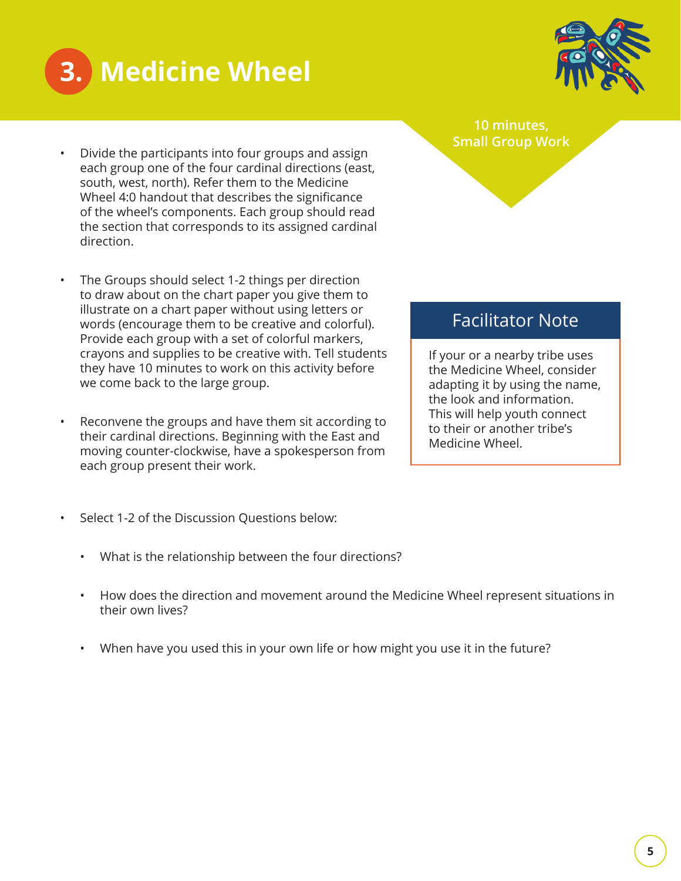# 3. Medicine Wheel

**10 minutes, Small Group Work**

- Divide the participants into four groups and assign each group one of the four cardinal directions (east, south, west, north). Refer them to the Medicine Wheel 4:0 handout that describes the significance of the wheel's components. Each group should read the section that corresponds to its assigned cardinal direction.

- The Groups should select 1-2 things per direction to draw about on the chart paper you give them to illustrate on a chart paper without using letters or words (encourage them to be creative and colorful). Provide each group with a set of colorful markers, crayons and supplies to be creative with. Tell students they have 10 minutes to work on this activity before we come back to the large group.

- Reconvene the groups and have them sit according to their cardinal directions. Beginning with the East and moving counter-clockwise, have a spokesperson from each group present their work.

> **Facilitator Note**
>
> If your or a nearby tribe uses the Medicine Wheel, consider adapting it by using the name, the look and information. This will help youth connect to their or another tribe's Medicine Wheel.

- Select 1-2 of the Discussion Questions below:
    - What is the relationship between the four directions?
    - How does the direction and movement around the Medicine Wheel represent situations in their own lives?
    - When have you used this in your own life or how might you use it in the future?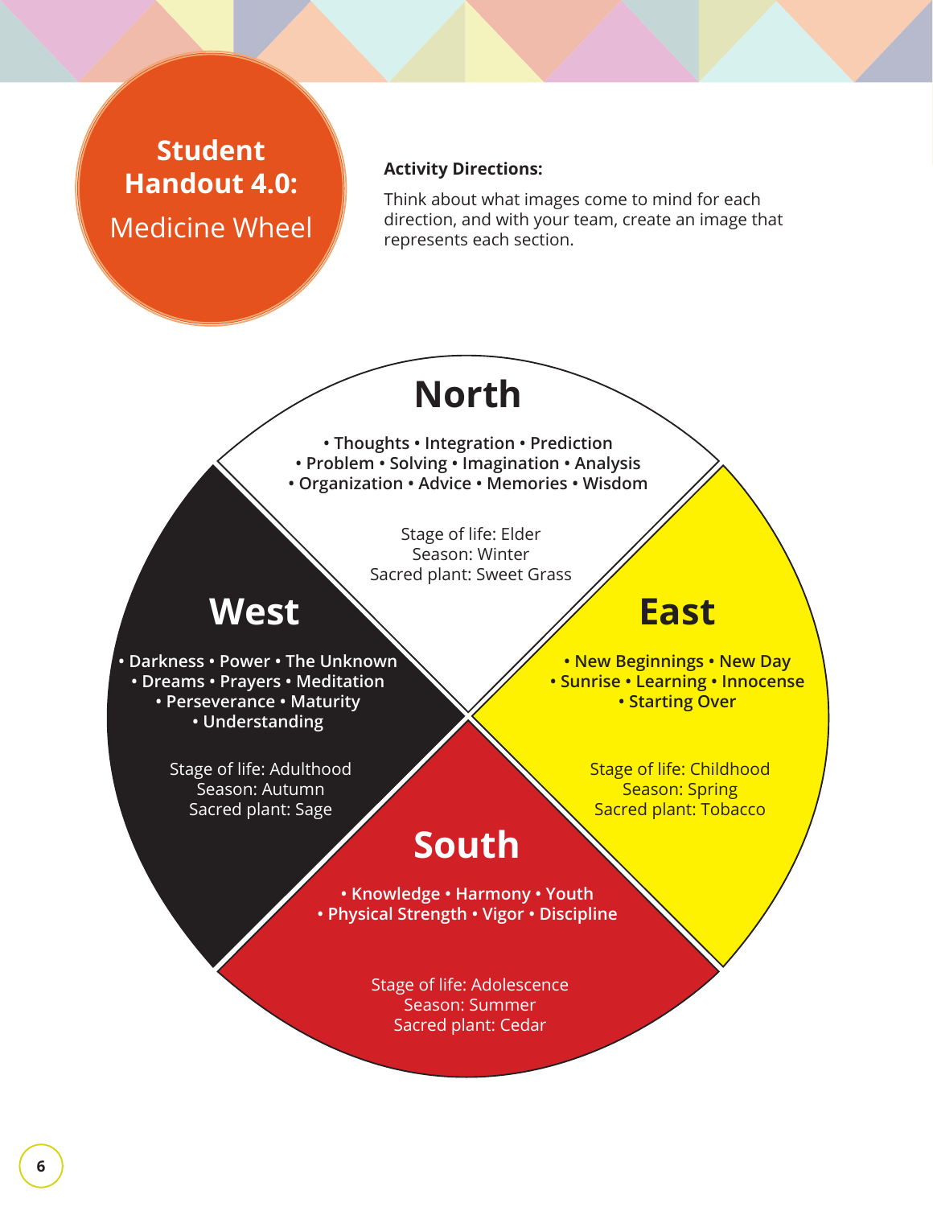# Student Handout 4.0: Medicine Wheel

**Activity Directions:**

Think about what images come to mind for each direction, and with your team, create an image that represents each section.

## North

• Thoughts • Integration • Prediction
• Problem • Solving • Imagination • Analysis
• Organization • Advice • Memories • Wisdom

Stage of life: Elder
Season: Winter
Sacred plant: Sweet Grass

## West

• Darkness • Power • The Unknown
• Dreams • Prayers • Meditation
• Perseverance • Maturity
• Understanding

Stage of life: Adulthood
Season: Autumn
Sacred plant: Sage

## East

• New Beginnings • New Day
• Sunrise • Learning • Innocense
• Starting Over

Stage of life: Childhood
Season: Spring
Sacred plant: Tobacco

## South

• Knowledge • Harmony • Youth
• Physical Strength • Vigor • Discipline

Stage of life: Adolescence
Season: Summer
Sacred plant: Cedar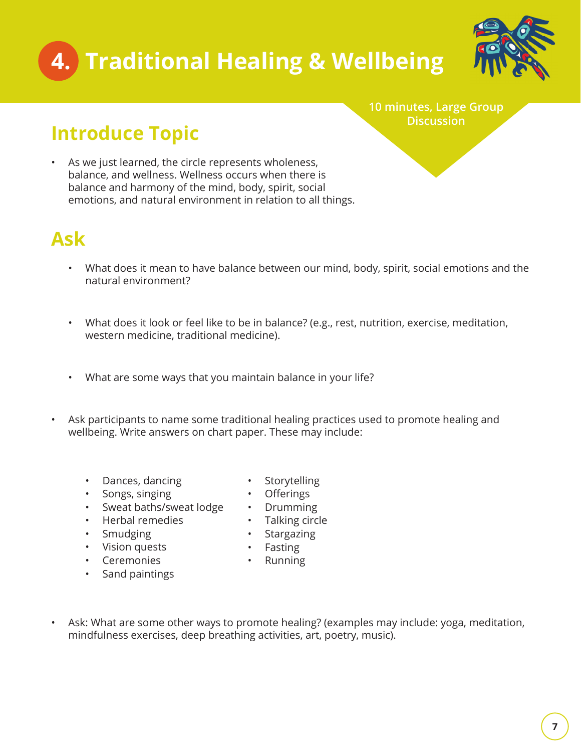# 4. Traditional Healing & Wellbeing

**10 minutes, Large Group Discussion**

## Introduce Topic

- As we just learned, the circle represents wholeness, balance, and wellness. Wellness occurs when there is balance and harmony of the mind, body, spirit, social emotions, and natural environment in relation to all things.

## Ask

- What does it mean to have balance between our mind, body, spirit, social emotions and the natural environment?
- What does it look or feel like to be in balance? (e.g., rest, nutrition, exercise, meditation, western medicine, traditional medicine).
- What are some ways that you maintain balance in your life?

- Ask participants to name some traditional healing practices used to promote healing and wellbeing. Write answers on chart paper. These may include:
  - Dances, dancing
  - Songs, singing
  - Sweat baths/sweat lodge
  - Herbal remedies
  - Smudging
  - Vision quests
  - Ceremonies
  - Sand paintings
  - Storytelling
  - Offerings
  - Drumming
  - Talking circle
  - Stargazing
  - Fasting
  - Running

- Ask: What are some other ways to promote healing? (examples may include: yoga, meditation, mindfulness exercises, deep breathing activities, art, poetry, music).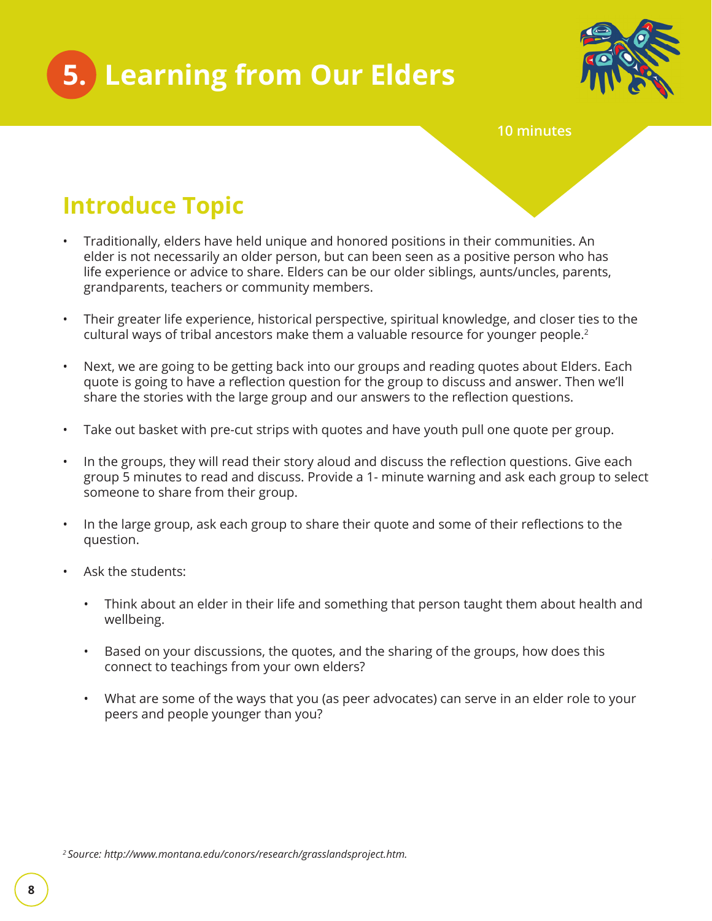# 5. Learning from Our Elders

10 minutes

## Introduce Topic

- Traditionally, elders have held unique and honored positions in their communities. An elder is not necessarily an older person, but can been seen as a positive person who has life experience or advice to share. Elders can be our older siblings, aunts/uncles, parents, grandparents, teachers or community members.
- Their greater life experience, historical perspective, spiritual knowledge, and closer ties to the cultural ways of tribal ancestors make them a valuable resource for younger people.[2]
- Next, we are going to be getting back into our groups and reading quotes about Elders. Each quote is going to have a reflection question for the group to discuss and answer. Then we'll share the stories with the large group and our answers to the reflection questions.
- Take out basket with pre-cut strips with quotes and have youth pull one quote per group.
- In the groups, they will read their story aloud and discuss the reflection questions. Give each group 5 minutes to read and discuss. Provide a 1- minute warning and ask each group to select someone to share from their group.
- In the large group, ask each group to share their quote and some of their reflections to the question.
- Ask the students:
  - Think about an elder in their life and something that person taught them about health and wellbeing.
  - Based on your discussions, the quotes, and the sharing of the groups, how does this connect to teachings from your own elders?
  - What are some of the ways that you (as peer advocates) can serve in an elder role to your peers and people younger than you?

*[2] Source: http://www.montana.edu/conors/research/grasslandsproject.htm.*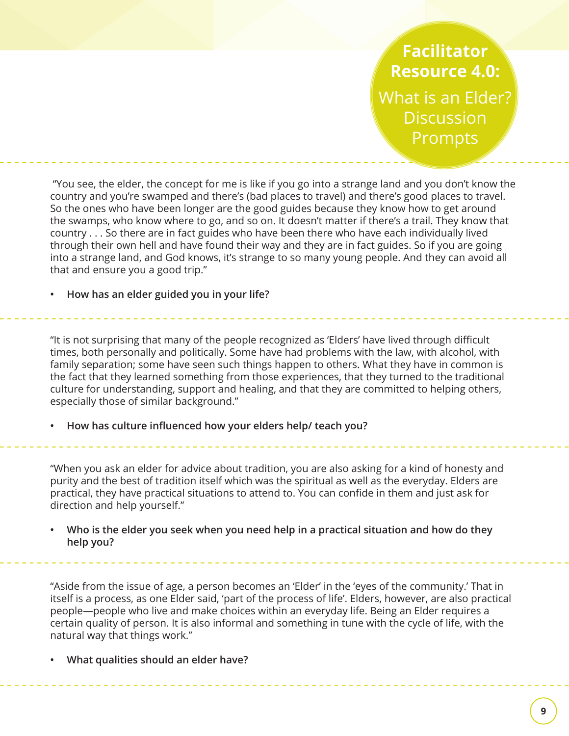# Facilitator Resource 4.0: What is an Elder? Discussion Prompts

"You see, the elder, the concept for me is like if you go into a strange land and you don't know the country and you're swamped and there's (bad places to travel) and there's good places to travel. So the ones who have been longer are the good guides because they know how to get around the swamps, who know where to go, and so on. It doesn't matter if there's a trail. They know that country . . . So there are in fact guides who have been there who have each individually lived through their own hell and have found their way and they are in fact guides. So if you are going into a strange land, and God knows, it's strange to so many young people. And they can avoid all that and ensure you a good trip."

- **How has an elder guided you in your life?**

"It is not surprising that many of the people recognized as 'Elders' have lived through difficult times, both personally and politically. Some have had problems with the law, with alcohol, with family separation; some have seen such things happen to others. What they have in common is the fact that they learned something from those experiences, that they turned to the traditional culture for understanding, support and healing, and that they are committed to helping others, especially those of similar background."

- **How has culture influenced how your elders help/ teach you?**

"When you ask an elder for advice about tradition, you are also asking for a kind of honesty and purity and the best of tradition itself which was the spiritual as well as the everyday. Elders are practical, they have practical situations to attend to. You can confide in them and just ask for direction and help yourself."

- **Who is the elder you seek when you need help in a practical situation and how do they help you?**

"Aside from the issue of age, a person becomes an 'Elder' in the 'eyes of the community.' That in itself is a process, as one Elder said, 'part of the process of life'. Elders, however, are also practical people—people who live and make choices within an everyday life. Being an Elder requires a certain quality of person. It is also informal and something in tune with the cycle of life, with the natural way that things work."

- **What qualities should an elder have?**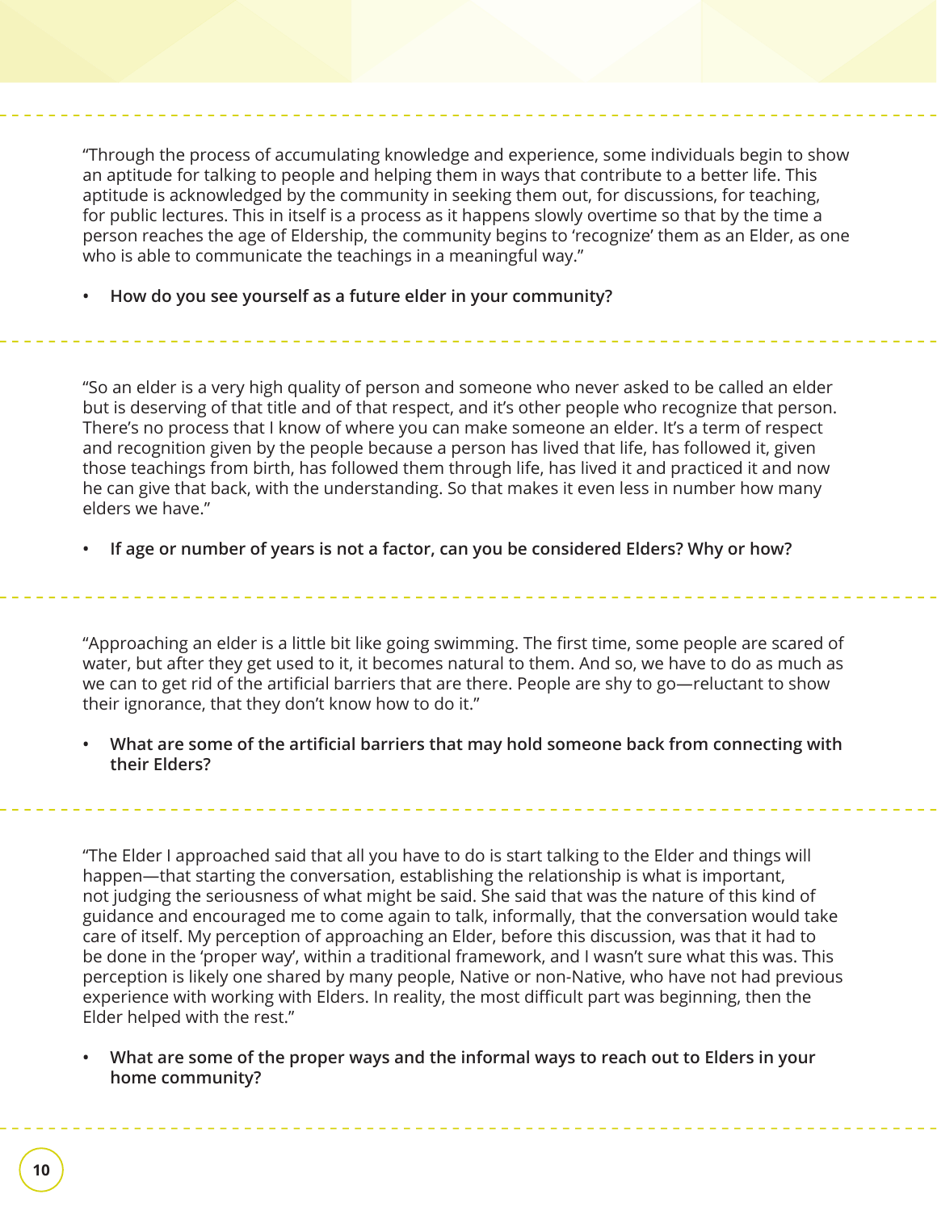"Through the process of accumulating knowledge and experience, some individuals begin to show an aptitude for talking to people and helping them in ways that contribute to a better life. This aptitude is acknowledged by the community in seeking them out, for discussions, for teaching, for public lectures. This in itself is a process as it happens slowly overtime so that by the time a person reaches the age of Eldership, the community begins to 'recognize' them as an Elder, as one who is able to communicate the teachings in a meaningful way."

- **How do you see yourself as a future elder in your community?**

---

"So an elder is a very high quality of person and someone who never asked to be called an elder but is deserving of that title and of that respect, and it's other people who recognize that person. There's no process that I know of where you can make someone an elder. It's a term of respect and recognition given by the people because a person has lived that life, has followed it, given those teachings from birth, has followed them through life, has lived it and practiced it and now he can give that back, with the understanding. So that makes it even less in number how many elders we have."

- **If age or number of years is not a factor, can you be considered Elders? Why or how?**

---

"Approaching an elder is a little bit like going swimming. The first time, some people are scared of water, but after they get used to it, it becomes natural to them. And so, we have to do as much as we can to get rid of the artificial barriers that are there. People are shy to go—reluctant to show their ignorance, that they don't know how to do it."

- **What are some of the artificial barriers that may hold someone back from connecting with their Elders?**

---

"The Elder I approached said that all you have to do is start talking to the Elder and things will happen—that starting the conversation, establishing the relationship is what is important, not judging the seriousness of what might be said. She said that was the nature of this kind of guidance and encouraged me to come again to talk, informally, that the conversation would take care of itself. My perception of approaching an Elder, before this discussion, was that it had to be done in the 'proper way', within a traditional framework, and I wasn't sure what this was. This perception is likely one shared by many people, Native or non-Native, who have not had previous experience with working with Elders. In reality, the most difficult part was beginning, then the Elder helped with the rest."

- **What are some of the proper ways and the informal ways to reach out to Elders in your home community?**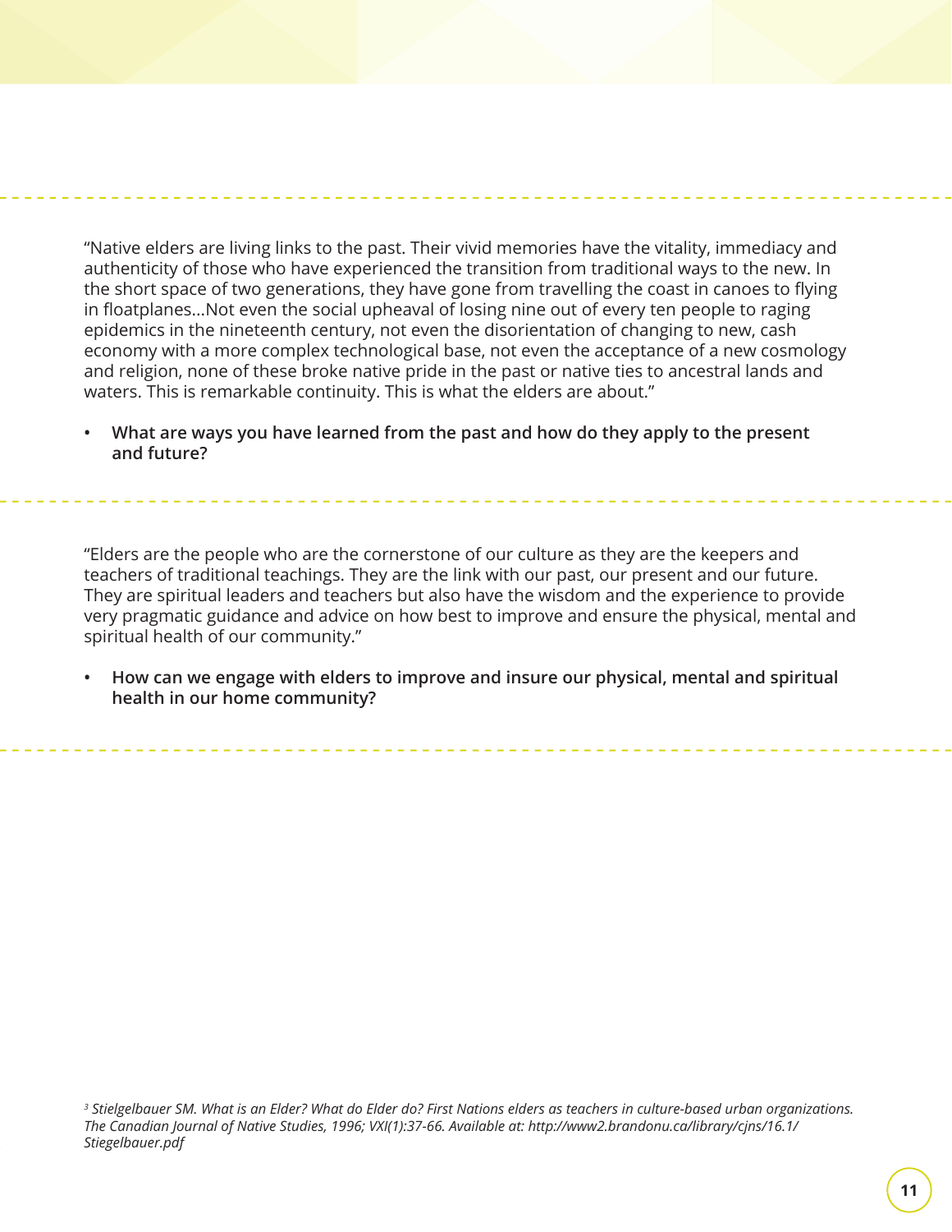"Native elders are living links to the past. Their vivid memories have the vitality, immediacy and authenticity of those who have experienced the transition from traditional ways to the new. In the short space of two generations, they have gone from travelling the coast in canoes to flying in floatplanes...Not even the social upheaval of losing nine out of every ten people to raging epidemics in the nineteenth century, not even the disorientation of changing to new, cash economy with a more complex technological base, not even the acceptance of a new cosmology and religion, none of these broke native pride in the past or native ties to ancestral lands and waters. This is remarkable continuity. This is what the elders are about."

- **What are ways you have learned from the past and how do they apply to the present and future?**

"Elders are the people who are the cornerstone of our culture as they are the keepers and teachers of traditional teachings. They are the link with our past, our present and our future. They are spiritual leaders and teachers but also have the wisdom and the experience to provide very pragmatic guidance and advice on how best to improve and ensure the physical, mental and spiritual health of our community."

- **How can we engage with elders to improve and insure our physical, mental and spiritual health in our home community?**

*[3] Stielgelbauer SM. What is an Elder? What do Elder do? First Nations elders as teachers in culture-based urban organizations. The Canadian Journal of Native Studies, 1996; VXI(1):37-66. Available at: http://www2.brandonu.ca/library/cjns/16.1/Stiegelbauer.pdf*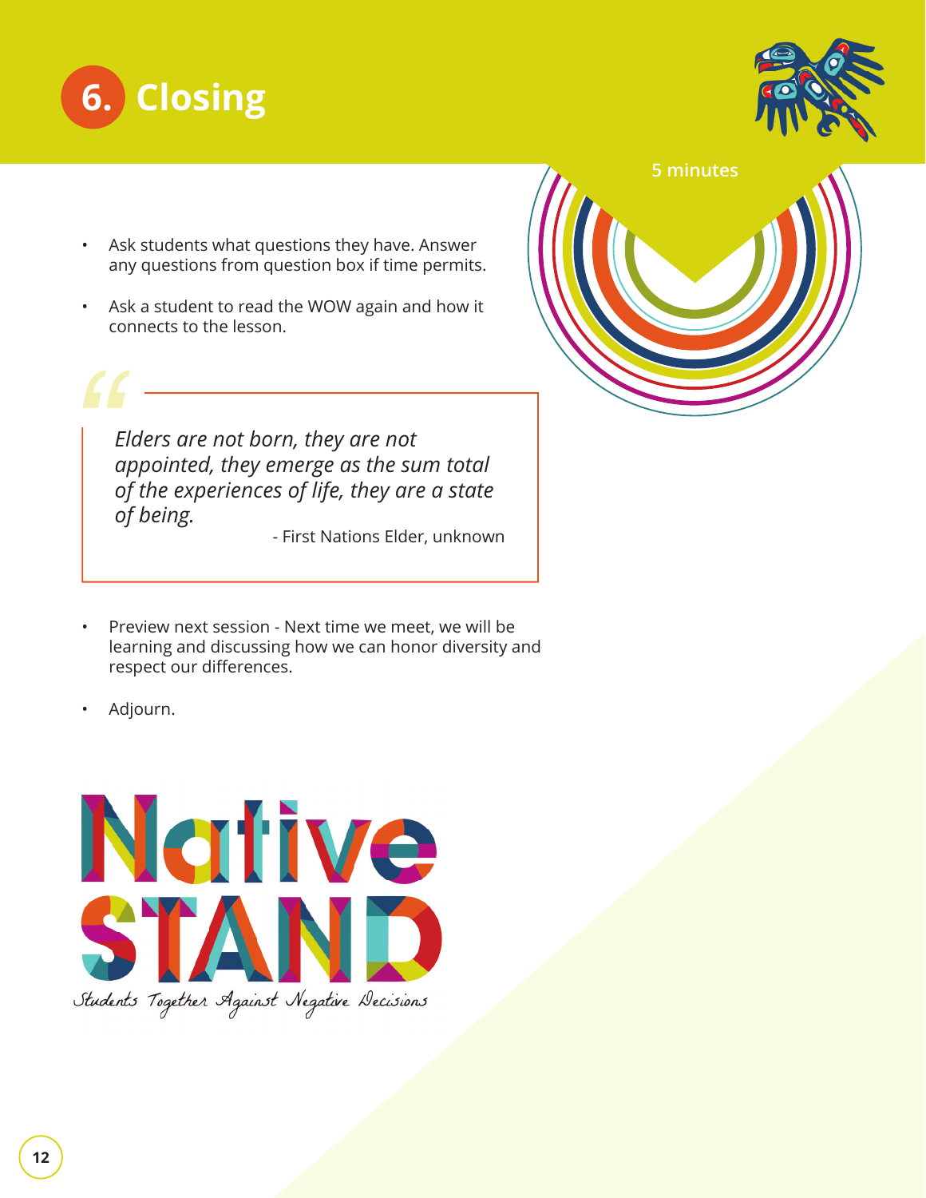# 6. Closing

5 minutes

- Ask students what questions they have. Answer any questions from question box if time permits.
- Ask a student to read the WOW again and how it connects to the lesson.

> *Elders are not born, they are not appointed, they emerge as the sum total of the experiences of life, they are a state of being.*
>
> - First Nations Elder, unknown

- Preview next session - Next time we meet, we will be learning and discussing how we can honor diversity and respect our differences.
- Adjourn.

Native STAND

Students Together Against Negative Decisions